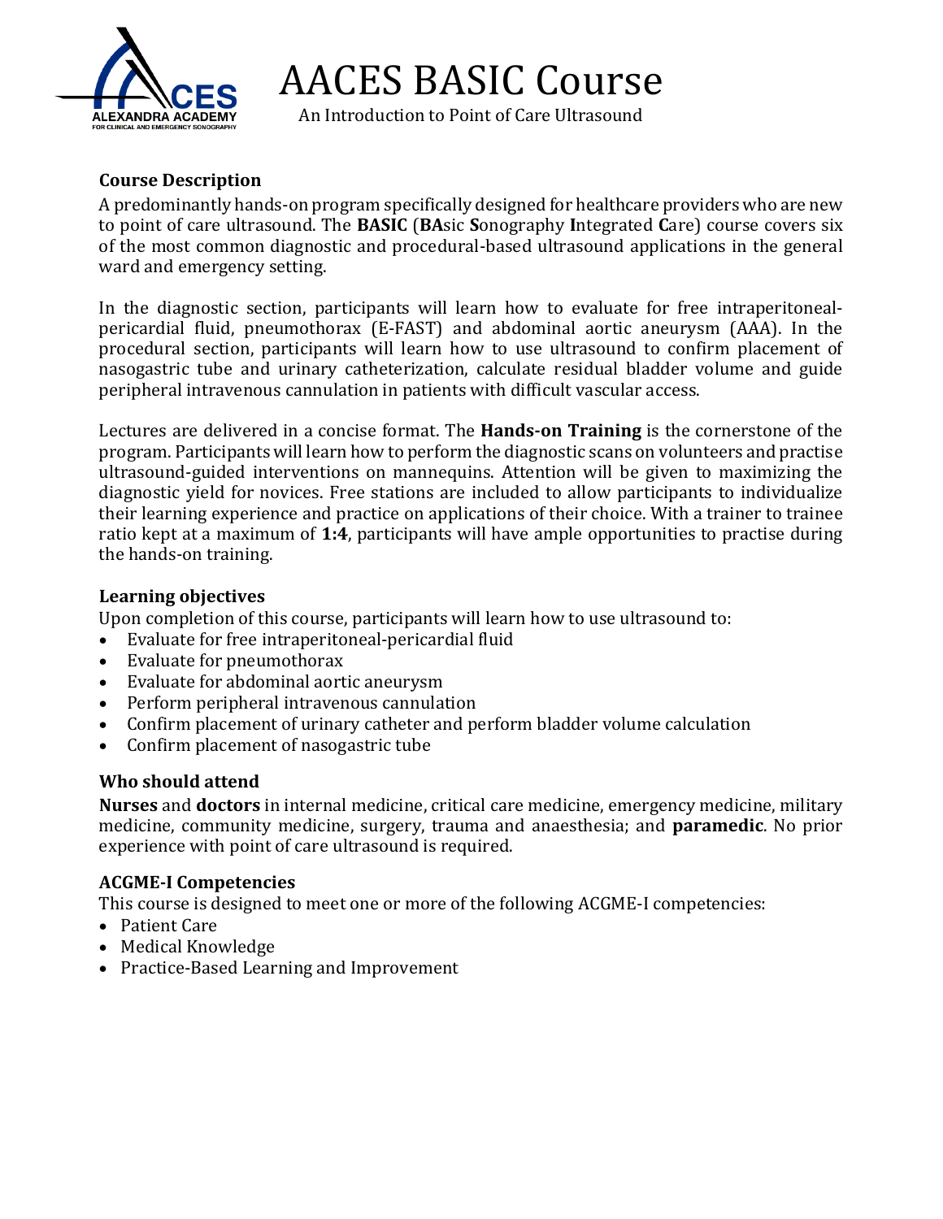# AACES BASIC Course

An Introduction to Point of Care Ultrasound

### Course Description

A predominantly hands-on program specifically designed for healthcare providers who are new to point of care ultrasound. The **BASIC** (**BA**sic **S**onography **I**ntegrated **C**are) course covers six of the most common diagnostic and procedural-based ultrasound applications in the general ward and emergency setting.

In the diagnostic section, participants will learn how to evaluate for free intraperitoneal-pericardial fluid, pneumothorax (E-FAST) and abdominal aortic aneurysm (AAA). In the procedural section, participants will learn how to use ultrasound to confirm placement of nasogastric tube and urinary catheterization, calculate residual bladder volume and guide peripheral intravenous cannulation in patients with difficult vascular access.

Lectures are delivered in a concise format. The **Hands-on Training** is the cornerstone of the program. Participants will learn how to perform the diagnostic scans on volunteers and practise ultrasound-guided interventions on mannequins. Attention will be given to maximizing the diagnostic yield for novices. Free stations are included to allow participants to individualize their learning experience and practice on applications of their choice. With a trainer to trainee ratio kept at a maximum of **1:4**, participants will have ample opportunities to practise during the hands-on training.

### Learning objectives

Upon completion of this course, participants will learn how to use ultrasound to:

- Evaluate for free intraperitoneal-pericardial fluid
- Evaluate for pneumothorax
- Evaluate for abdominal aortic aneurysm
- Perform peripheral intravenous cannulation
- Confirm placement of urinary catheter and perform bladder volume calculation
- Confirm placement of nasogastric tube

### Who should attend

**Nurses** and **doctors** in internal medicine, critical care medicine, emergency medicine, military medicine, community medicine, surgery, trauma and anaesthesia; and **paramedic**. No prior experience with point of care ultrasound is required.

### ACGME-I Competencies

This course is designed to meet one or more of the following ACGME-I competencies:

- Patient Care
- Medical Knowledge
- Practice-Based Learning and Improvement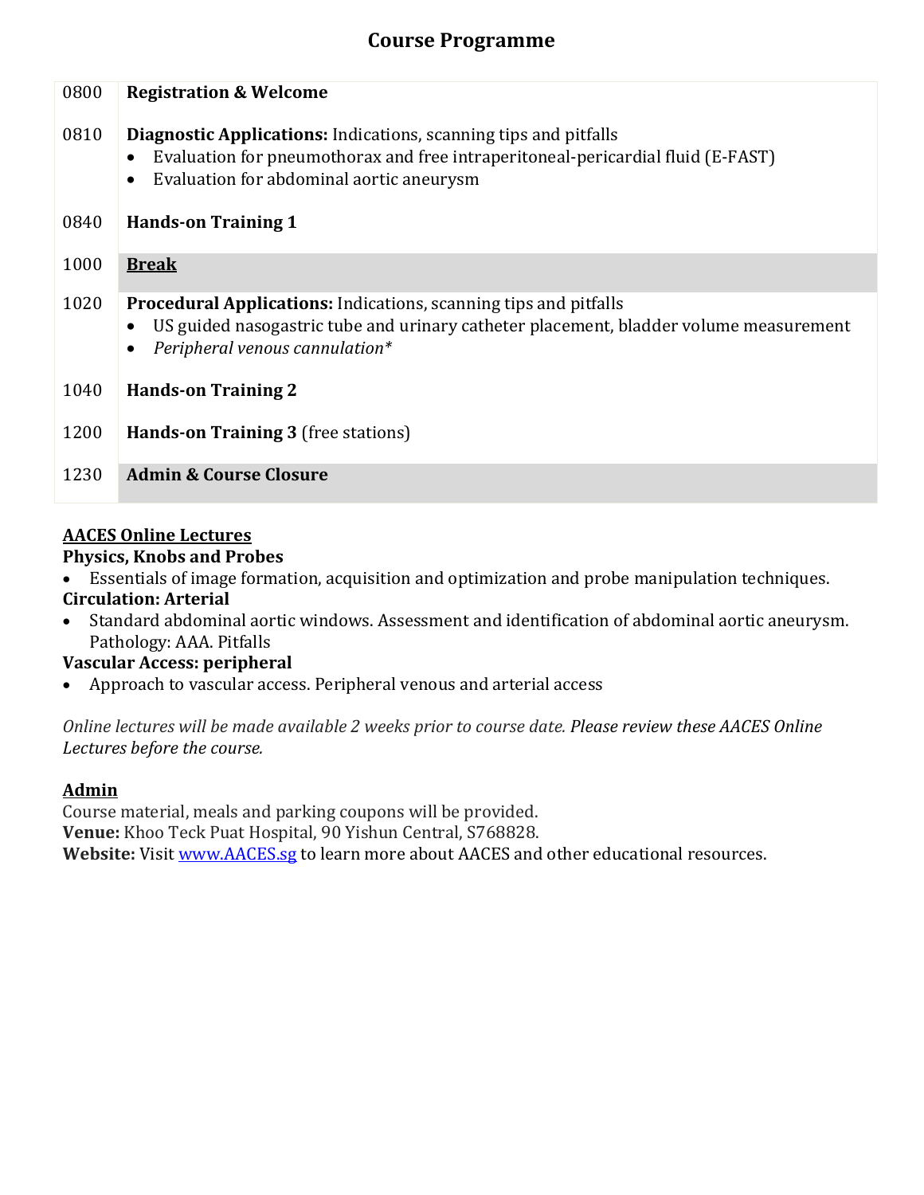# Course Programme

| | |
|---|---|
| 0800 | **Registration & Welcome** |
| 0810 | **Diagnostic Applications:** Indications, scanning tips and pitfalls<br>• Evaluation for pneumothorax and free intraperitoneal-pericardial fluid (E-FAST)<br>• Evaluation for abdominal aortic aneurysm |
| 0840 | **Hands-on Training 1** |
| 1000 | **Break** |
| 1020 | **Procedural Applications:** Indications, scanning tips and pitfalls<br>• US guided nasogastric tube and urinary catheter placement, bladder volume measurement<br>• *Peripheral venous cannulation** |
| 1040 | **Hands-on Training 2** |
| 1200 | **Hands-on Training 3** (free stations) |
| 1230 | **Admin & Course Closure** |

**AACES Online Lectures**

**Physics, Knobs and Probes**

- Essentials of image formation, acquisition and optimization and probe manipulation techniques.

**Circulation: Arterial**

- Standard abdominal aortic windows. Assessment and identification of abdominal aortic aneurysm. Pathology: AAA. Pitfalls

**Vascular Access: peripheral**

- Approach to vascular access. Peripheral venous and arterial access

*Online lectures will be made available 2 weeks prior to course date. Please review these AACES Online Lectures before the course.*

**Admin**

Course material, meals and parking coupons will be provided.
**Venue:** Khoo Teck Puat Hospital, 90 Yishun Central, S768828.
**Website:** Visit [www.AACES.sg](http://www.AACES.sg) to learn more about AACES and other educational resources.